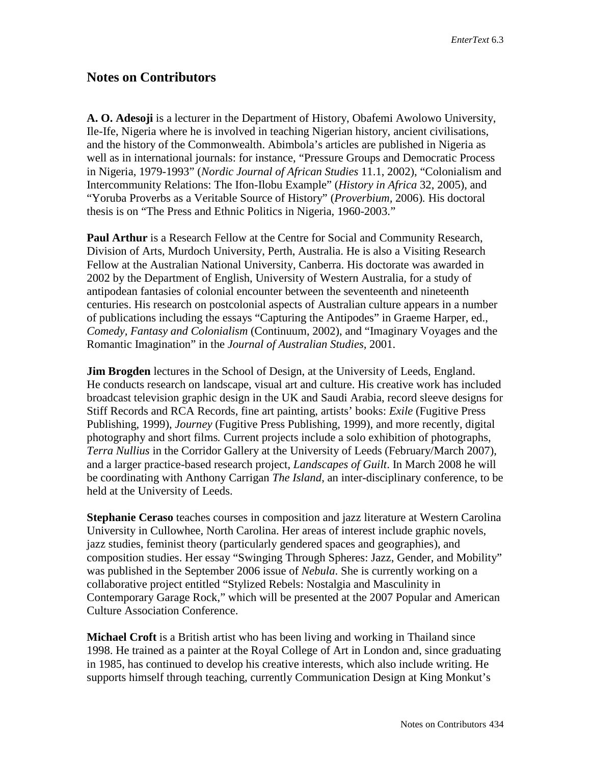## Notes on Contributors

**A. O. Adesoji** is a lecturer in the Department of History, Obafemi Awolowo University, Ile-Ife, Nigeria where he is involved in teaching Nigerian history, ancient civilisations, and the history of the Commonwealth. Abimbola's articles are published in Nigeria as well as in international journals: for instance, "Pressure Groups and Democratic Process in Nigeria, 1979-1993" (*Nordic Journal of African Studies* 11.1, 2002), "Colonialism and Intercommunity Relations: The Ifon-Ilobu Example" (*History in Africa* 32, 2005), and "Yoruba Proverbs as a Veritable Source of History" (*Proverbium*, 2006). His doctoral thesis is on "The Press and Ethnic Politics in Nigeria, 1960-2003."

**Paul Arthur** is a Research Fellow at the Centre for Social and Community Research, Division of Arts, Murdoch University, Perth, Australia. He is also a Visiting Research Fellow at the Australian National University, Canberra. His doctorate was awarded in 2002 by the Department of English, University of Western Australia, for a study of antipodean fantasies of colonial encounter between the seventeenth and nineteenth centuries. His research on postcolonial aspects of Australian culture appears in a number of publications including the essays "Capturing the Antipodes" in Graeme Harper, ed., *Comedy, Fantasy and Colonialism* (Continuum, 2002), and "Imaginary Voyages and the Romantic Imagination" in the *Journal of Australian Studies*, 2001.

**Jim Brogden** lectures in the School of Design, at the University of Leeds, England. He conducts research on landscape, visual art and culture. His creative work has included broadcast television graphic design in the UK and Saudi Arabia, record sleeve designs for Stiff Records and RCA Records, fine art painting, artists' books: *Exile* (Fugitive Press Publishing, 1999), *Journey* (Fugitive Press Publishing, 1999), and more recently, digital photography and short films. Current projects include a solo exhibition of photographs, *Terra Nullius* in the Corridor Gallery at the University of Leeds (February/March 2007), and a larger practice-based research project, *Landscapes of Guilt*. In March 2008 he will be coordinating with Anthony Carrigan *The Island*, an inter-disciplinary conference, to be held at the University of Leeds.

**Stephanie Ceraso** teaches courses in composition and jazz literature at Western Carolina University in Cullowhee, North Carolina. Her areas of interest include graphic novels, jazz studies, feminist theory (particularly gendered spaces and geographies), and composition studies. Her essay "Swinging Through Spheres: Jazz, Gender, and Mobility" was published in the September 2006 issue of *Nebula*. She is currently working on a collaborative project entitled "Stylized Rebels: Nostalgia and Masculinity in Contemporary Garage Rock," which will be presented at the 2007 Popular and American Culture Association Conference.

**Michael Croft** is a British artist who has been living and working in Thailand since 1998. He trained as a painter at the Royal College of Art in London and, since graduating in 1985, has continued to develop his creative interests, which also include writing. He supports himself through teaching, currently Communication Design at King Monkut's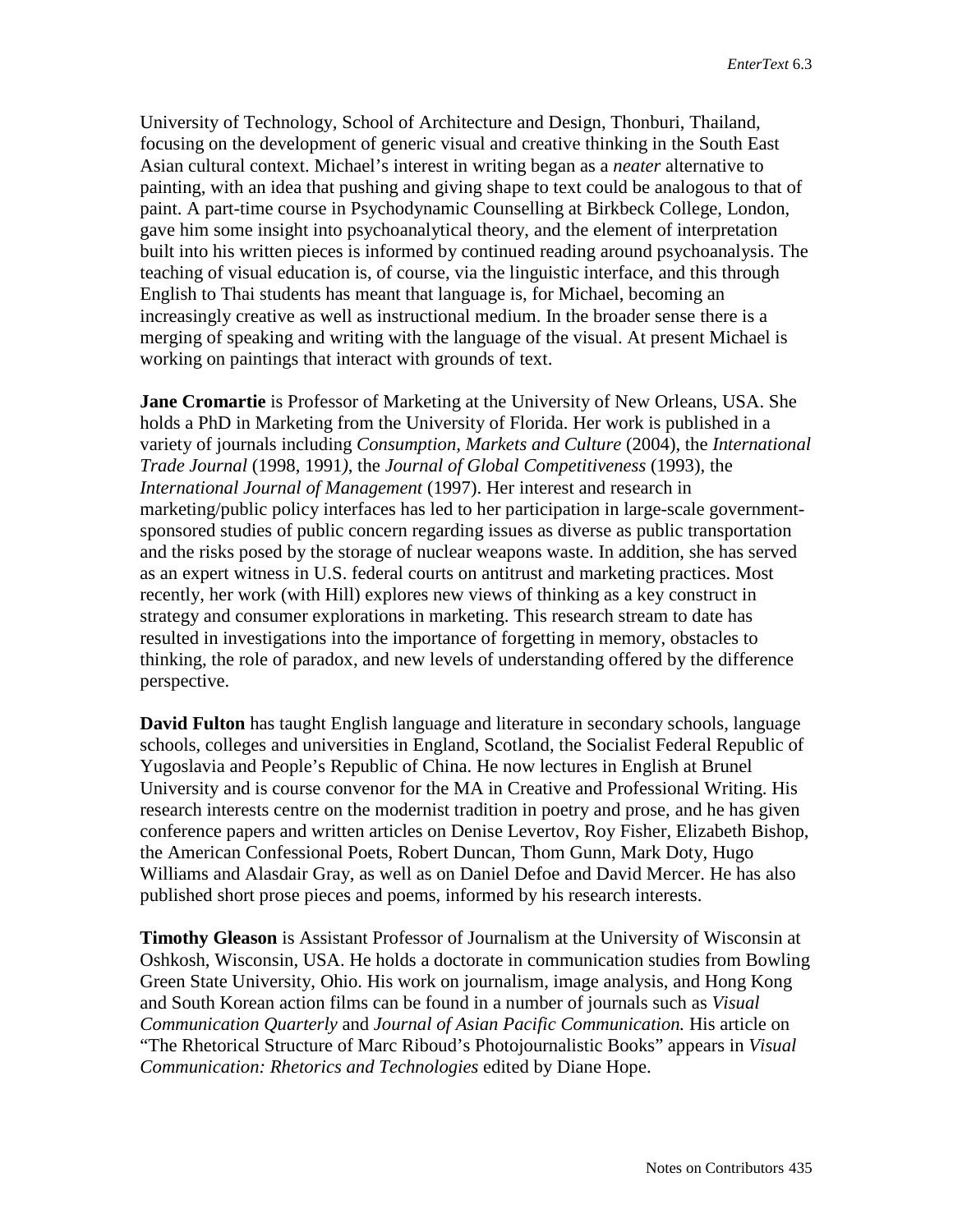University of Technology, School of Architecture and Design, Thonburi, Thailand, focusing on the development of generic visual and creative thinking in the South East Asian cultural context. Michael's interest in writing began as a *neater* alternative to painting, with an idea that pushing and giving shape to text could be analogous to that of paint. A part-time course in Psychodynamic Counselling at Birkbeck College, London, gave him some insight into psychoanalytical theory, and the element of interpretation built into his written pieces is informed by continued reading around psychoanalysis. The teaching of visual education is, of course, via the linguistic interface, and this through English to Thai students has meant that language is, for Michael, becoming an increasingly creative as well as instructional medium. In the broader sense there is a merging of speaking and writing with the language of the visual. At present Michael is working on paintings that interact with grounds of text.

**Jane Cromartie** is Professor of Marketing at the University of New Orleans, USA. She holds a PhD in Marketing from the University of Florida. Her work is published in a variety of journals including *Consumption, Markets and Culture* (2004), the *International Trade Journal* (1998, 1991*)*, the *Journal of Global Competitiveness* (1993), the *International Journal of Management* (1997). Her interest and research in marketing/public policy interfaces has led to her participation in large-scale government-sponsored studies of public concern regarding issues as diverse as public transportation and the risks posed by the storage of nuclear weapons waste. In addition, she has served as an expert witness in U.S. federal courts on antitrust and marketing practices. Most recently, her work (with Hill) explores new views of thinking as a key construct in strategy and consumer explorations in marketing. This research stream to date has resulted in investigations into the importance of forgetting in memory, obstacles to thinking, the role of paradox, and new levels of understanding offered by the difference perspective.

**David Fulton** has taught English language and literature in secondary schools, language schools, colleges and universities in England, Scotland, the Socialist Federal Republic of Yugoslavia and People's Republic of China. He now lectures in English at Brunel University and is course convenor for the MA in Creative and Professional Writing. His research interests centre on the modernist tradition in poetry and prose, and he has given conference papers and written articles on Denise Levertov, Roy Fisher, Elizabeth Bishop, the American Confessional Poets, Robert Duncan, Thom Gunn, Mark Doty, Hugo Williams and Alasdair Gray, as well as on Daniel Defoe and David Mercer. He has also published short prose pieces and poems, informed by his research interests.

**Timothy Gleason** is Assistant Professor of Journalism at the University of Wisconsin at Oshkosh, Wisconsin, USA. He holds a doctorate in communication studies from Bowling Green State University, Ohio. His work on journalism, image analysis, and Hong Kong and South Korean action films can be found in a number of journals such as *Visual Communication Quarterly* and *Journal of Asian Pacific Communication.* His article on "The Rhetorical Structure of Marc Riboud's Photojournalistic Books" appears in *Visual Communication: Rhetorics and Technologies* edited by Diane Hope.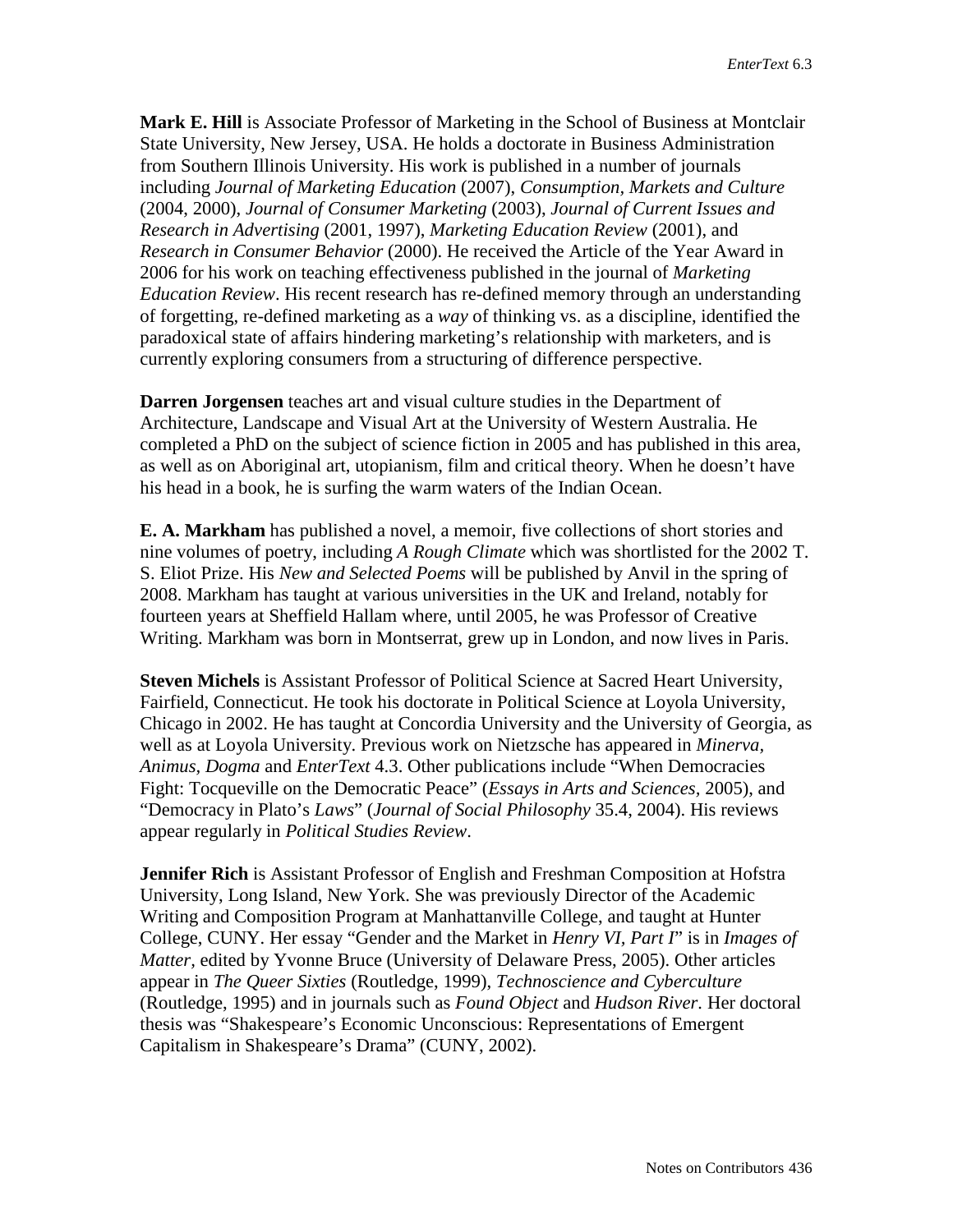**Mark E. Hill** is Associate Professor of Marketing in the School of Business at Montclair State University, New Jersey, USA. He holds a doctorate in Business Administration from Southern Illinois University. His work is published in a number of journals including *Journal of Marketing Education* (2007), *Consumption, Markets and Culture* (2004, 2000), *Journal of Consumer Marketing* (2003), *Journal of Current Issues and Research in Advertising* (2001, 1997), *Marketing Education Review* (2001), and *Research in Consumer Behavior* (2000). He received the Article of the Year Award in 2006 for his work on teaching effectiveness published in the journal of *Marketing Education Review*. His recent research has re-defined memory through an understanding of forgetting, re-defined marketing as a *way* of thinking vs. as a discipline, identified the paradoxical state of affairs hindering marketing's relationship with marketers, and is currently exploring consumers from a structuring of difference perspective.

**Darren Jorgensen** teaches art and visual culture studies in the Department of Architecture, Landscape and Visual Art at the University of Western Australia. He completed a PhD on the subject of science fiction in 2005 and has published in this area, as well as on Aboriginal art, utopianism, film and critical theory. When he doesn't have his head in a book, he is surfing the warm waters of the Indian Ocean.

**E. A. Markham** has published a novel, a memoir, five collections of short stories and nine volumes of poetry, including *A Rough Climate* which was shortlisted for the 2002 T. S. Eliot Prize. His *New and Selected Poems* will be published by Anvil in the spring of 2008. Markham has taught at various universities in the UK and Ireland, notably for fourteen years at Sheffield Hallam where, until 2005, he was Professor of Creative Writing. Markham was born in Montserrat, grew up in London, and now lives in Paris.

**Steven Michels** is Assistant Professor of Political Science at Sacred Heart University, Fairfield, Connecticut. He took his doctorate in Political Science at Loyola University, Chicago in 2002. He has taught at Concordia University and the University of Georgia, as well as at Loyola University. Previous work on Nietzsche has appeared in *Minerva, Animus, Dogma* and *EnterText* 4.3. Other publications include "When Democracies Fight: Tocqueville on the Democratic Peace" (*Essays in Arts and Sciences*, 2005), and "Democracy in Plato's *Laws*" (*Journal of Social Philosophy* 35.4, 2004). His reviews appear regularly in *Political Studies Review*.

**Jennifer Rich** is Assistant Professor of English and Freshman Composition at Hofstra University, Long Island, New York. She was previously Director of the Academic Writing and Composition Program at Manhattanville College, and taught at Hunter College, CUNY. Her essay "Gender and the Market in *Henry VI, Part I*" is in *Images of Matter*, edited by Yvonne Bruce (University of Delaware Press, 2005). Other articles appear in *The Queer Sixties* (Routledge, 1999), *Technoscience and Cyberculture* (Routledge, 1995) and in journals such as *Found Object* and *Hudson River*. Her doctoral thesis was "Shakespeare's Economic Unconscious: Representations of Emergent Capitalism in Shakespeare's Drama" (CUNY, 2002).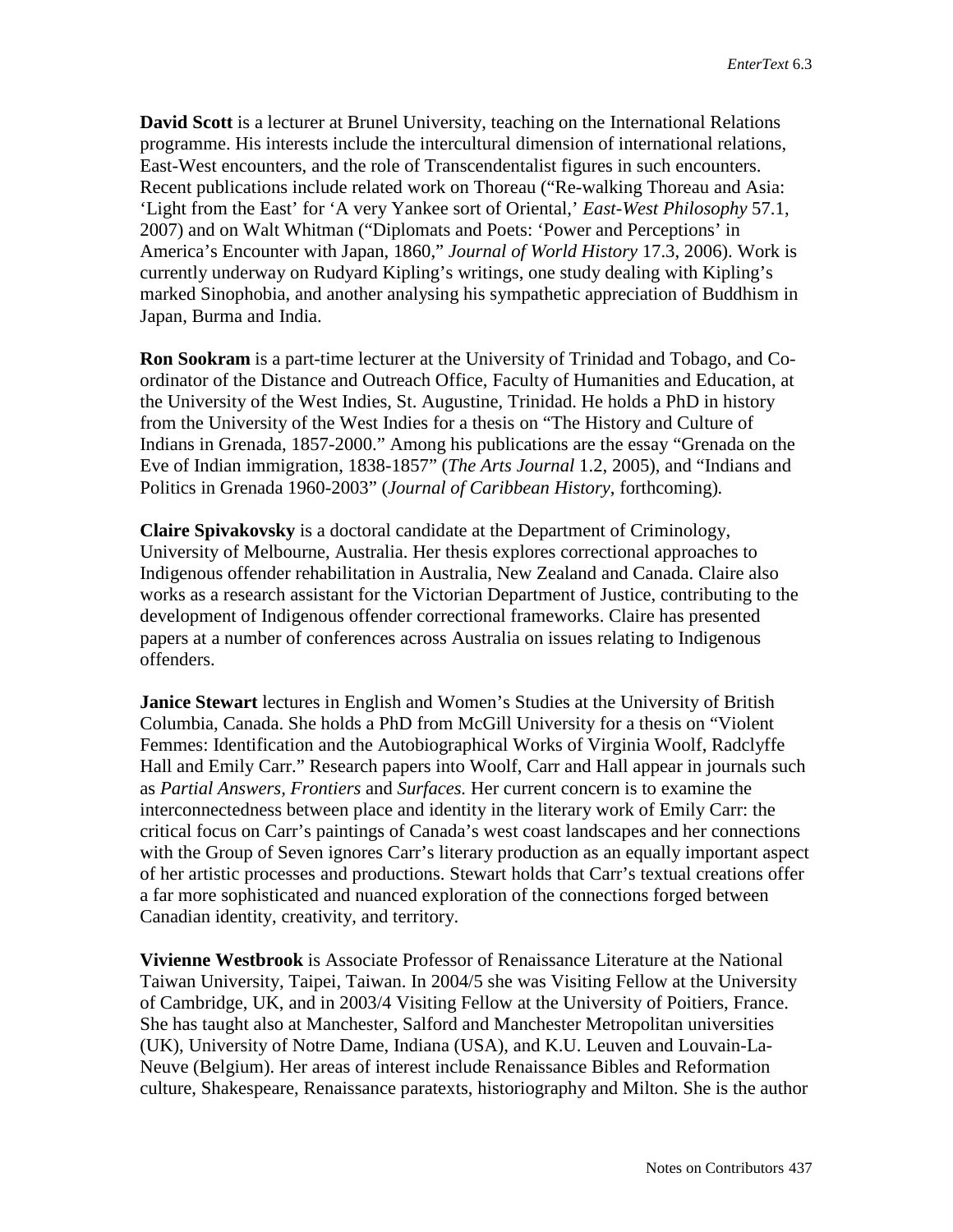**David Scott** is a lecturer at Brunel University, teaching on the International Relations programme. His interests include the intercultural dimension of international relations, East-West encounters, and the role of Transcendentalist figures in such encounters. Recent publications include related work on Thoreau ("Re-walking Thoreau and Asia: 'Light from the East' for 'A very Yankee sort of Oriental,' *East-West Philosophy* 57.1, 2007) and on Walt Whitman ("Diplomats and Poets: 'Power and Perceptions' in America's Encounter with Japan, 1860," *Journal of World History* 17.3, 2006). Work is currently underway on Rudyard Kipling's writings, one study dealing with Kipling's marked Sinophobia, and another analysing his sympathetic appreciation of Buddhism in Japan, Burma and India.

**Ron Sookram** is a part-time lecturer at the University of Trinidad and Tobago, and Co-ordinator of the Distance and Outreach Office, Faculty of Humanities and Education, at the University of the West Indies, St. Augustine, Trinidad. He holds a PhD in history from the University of the West Indies for a thesis on "The History and Culture of Indians in Grenada, 1857-2000." Among his publications are the essay "Grenada on the Eve of Indian immigration, 1838-1857" (*The Arts Journal* 1.2, 2005), and "Indians and Politics in Grenada 1960-2003" (*Journal of Caribbean History*, forthcoming).

**Claire Spivakovsky** is a doctoral candidate at the Department of Criminology, University of Melbourne, Australia. Her thesis explores correctional approaches to Indigenous offender rehabilitation in Australia, New Zealand and Canada. Claire also works as a research assistant for the Victorian Department of Justice, contributing to the development of Indigenous offender correctional frameworks. Claire has presented papers at a number of conferences across Australia on issues relating to Indigenous offenders.

**Janice Stewart** lectures in English and Women's Studies at the University of British Columbia, Canada. She holds a PhD from McGill University for a thesis on "Violent Femmes: Identification and the Autobiographical Works of Virginia Woolf, Radclyffe Hall and Emily Carr." Research papers into Woolf, Carr and Hall appear in journals such as *Partial Answers*, *Frontiers* and *Surfaces.* Her current concern is to examine the interconnectedness between place and identity in the literary work of Emily Carr: the critical focus on Carr's paintings of Canada's west coast landscapes and her connections with the Group of Seven ignores Carr's literary production as an equally important aspect of her artistic processes and productions. Stewart holds that Carr's textual creations offer a far more sophisticated and nuanced exploration of the connections forged between Canadian identity, creativity, and territory.

**Vivienne Westbrook** is Associate Professor of Renaissance Literature at the National Taiwan University, Taipei, Taiwan. In 2004/5 she was Visiting Fellow at the University of Cambridge, UK, and in 2003/4 Visiting Fellow at the University of Poitiers, France. She has taught also at Manchester, Salford and Manchester Metropolitan universities (UK), University of Notre Dame, Indiana (USA), and K.U. Leuven and Louvain-La-Neuve (Belgium). Her areas of interest include Renaissance Bibles and Reformation culture, Shakespeare, Renaissance paratexts, historiography and Milton. She is the author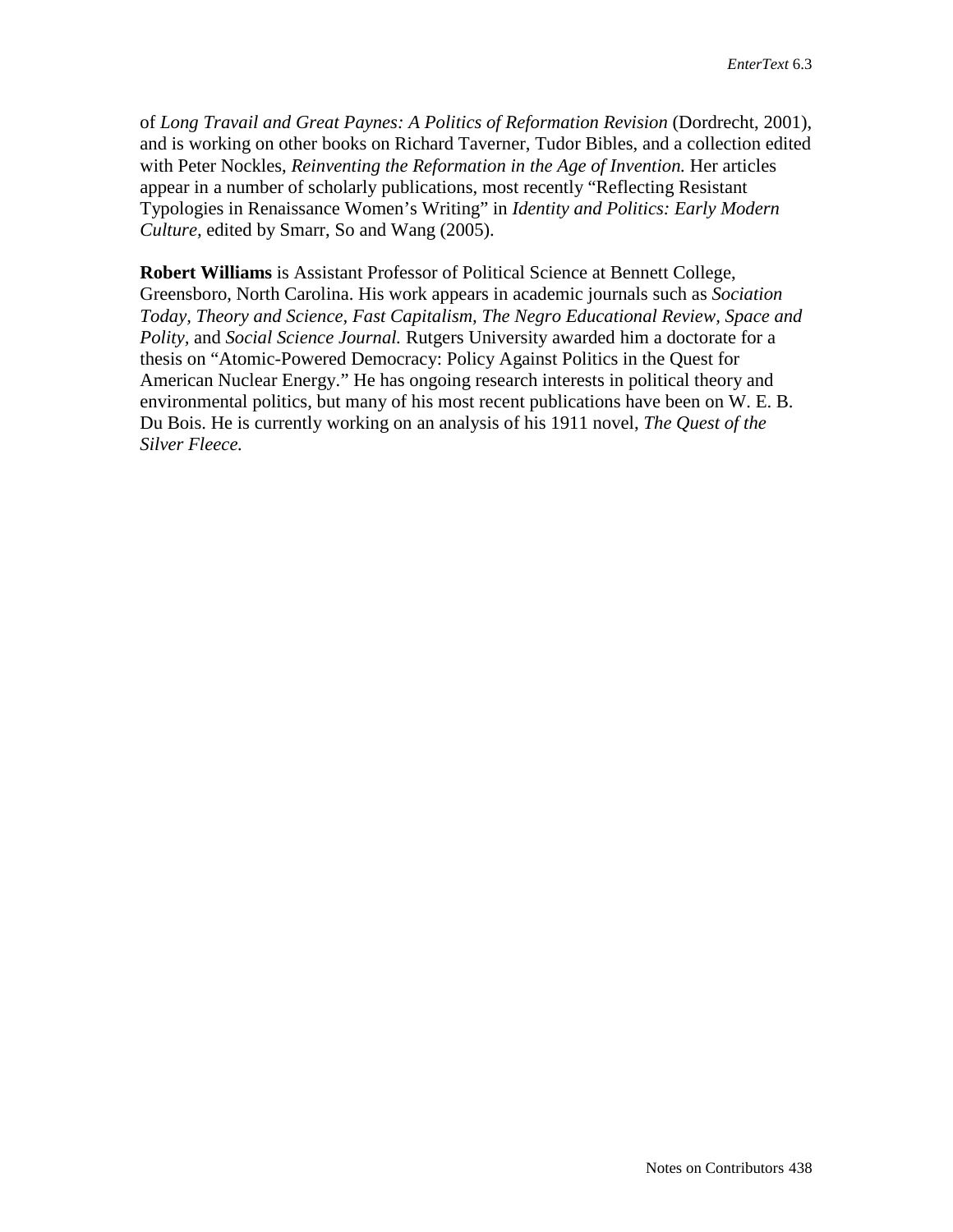of *Long Travail and Great Paynes: A Politics of Reformation Revision* (Dordrecht, 2001), and is working on other books on Richard Taverner, Tudor Bibles, and a collection edited with Peter Nockles, *Reinventing the Reformation in the Age of Invention.* Her articles appear in a number of scholarly publications, most recently "Reflecting Resistant Typologies in Renaissance Women's Writing" in *Identity and Politics: Early Modern Culture*, edited by Smarr, So and Wang (2005).

**Robert Williams** is Assistant Professor of Political Science at Bennett College, Greensboro, North Carolina. His work appears in academic journals such as *Sociation Today, Theory and Science, Fast Capitalism, The Negro Educational Review, Space and Polity,* and *Social Science Journal.* Rutgers University awarded him a doctorate for a thesis on "Atomic-Powered Democracy: Policy Against Politics in the Quest for American Nuclear Energy." He has ongoing research interests in political theory and environmental politics, but many of his most recent publications have been on W. E. B. Du Bois. He is currently working on an analysis of his 1911 novel, *The Quest of the Silver Fleece.*